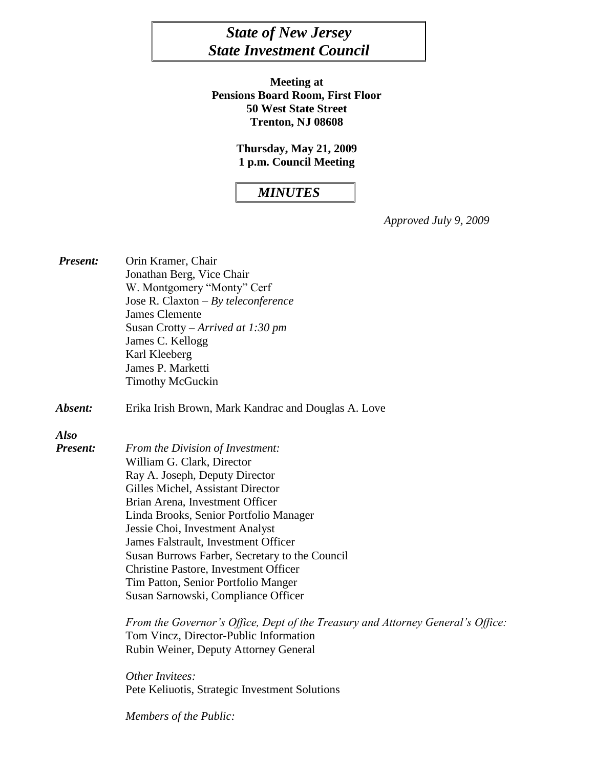# *State of New Jersey*
# *State Investment Council*

**Meeting at**
**Pensions Board Room, First Floor**
**50 West State Street**
**Trenton, NJ 08608**

**Thursday, May 21, 2009**
**1 p.m. Council Meeting**

## *MINUTES*

*Approved July 9, 2009*

***Present:***
Orin Kramer, Chair
Jonathan Berg, Vice Chair
W. Montgomery "Monty" Cerf
Jose R. Claxton – *By teleconference*
James Clemente
Susan Crotty – *Arrived at 1:30 pm*
James C. Kellogg
Karl Kleeberg
James P. Marketti
Timothy McGuckin

***Absent:*** Erika Irish Brown, Mark Kandrac and Douglas A. Love

***Also Present:***

*From the Division of Investment:*
William G. Clark, Director
Ray A. Joseph, Deputy Director
Gilles Michel, Assistant Director
Brian Arena, Investment Officer
Linda Brooks, Senior Portfolio Manager
Jessie Choi, Investment Analyst
James Falstrault, Investment Officer
Susan Burrows Farber, Secretary to the Council
Christine Pastore, Investment Officer
Tim Patton, Senior Portfolio Manger
Susan Sarnowski, Compliance Officer

*From the Governor's Office, Dept of the Treasury and Attorney General's Office:*
Tom Vincz, Director-Public Information
Rubin Weiner, Deputy Attorney General

*Other Invitees:*
Pete Keliuotis, Strategic Investment Solutions

*Members of the Public:*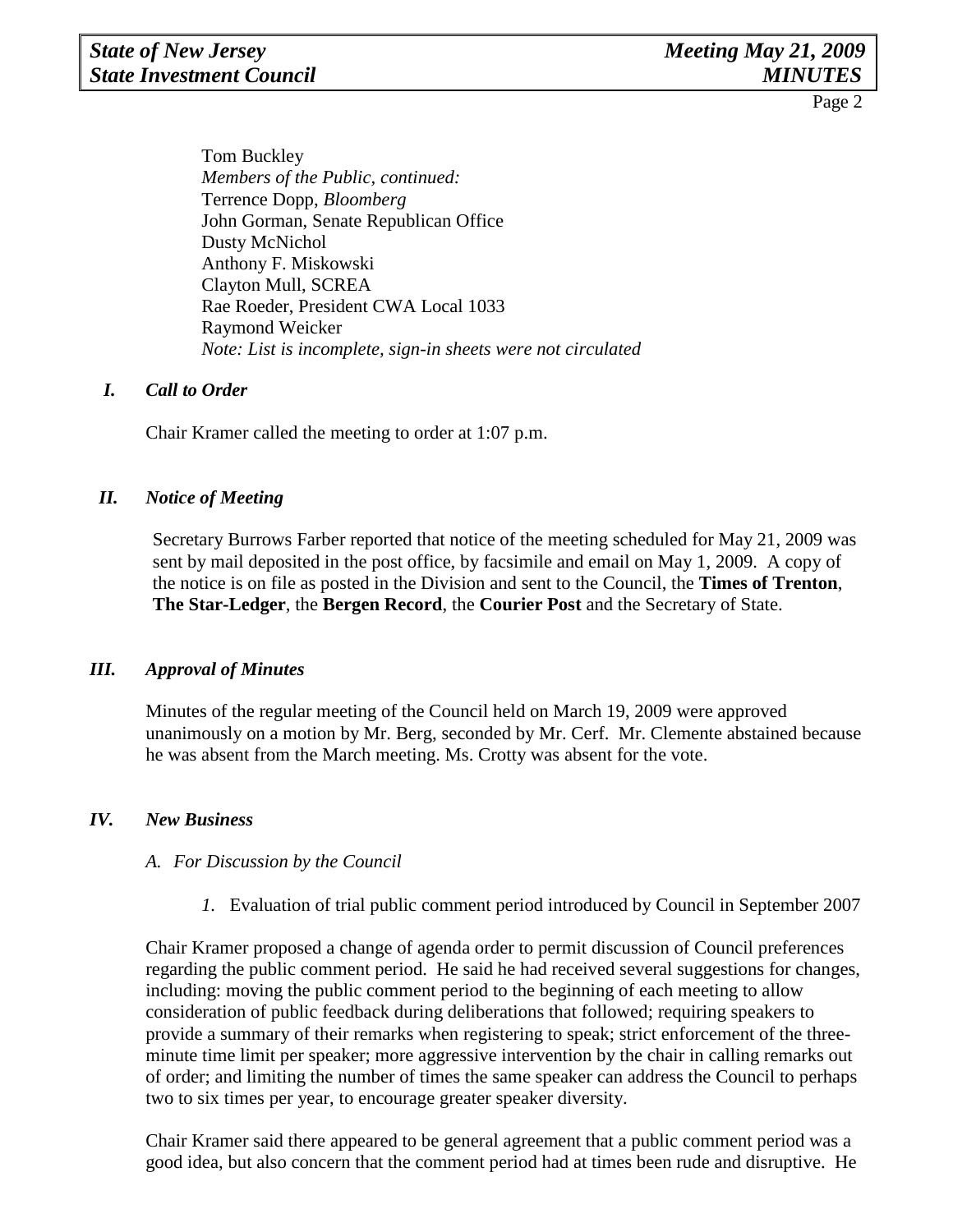Tom Buckley
*Members of the Public, continued:*
Terrence Dopp, *Bloomberg*
John Gorman, Senate Republican Office
Dusty McNichol
Anthony F. Miskowski
Clayton Mull, SCREA
Rae Roeder, President CWA Local 1033
Raymond Weicker
*Note: List is incomplete, sign-in sheets were not circulated*

## *I. Call to Order*

Chair Kramer called the meeting to order at 1:07 p.m.

## *II. Notice of Meeting*

Secretary Burrows Farber reported that notice of the meeting scheduled for May 21, 2009 was sent by mail deposited in the post office, by facsimile and email on May 1, 2009. A copy of the notice is on file as posted in the Division and sent to the Council, the **Times of Trenton**, **The Star-Ledger**, the **Bergen Record**, the **Courier Post** and the Secretary of State.

## *III. Approval of Minutes*

Minutes of the regular meeting of the Council held on March 19, 2009 were approved unanimously on a motion by Mr. Berg, seconded by Mr. Cerf. Mr. Clemente abstained because he was absent from the March meeting. Ms. Crotty was absent for the vote.

## *IV. New Business*

### *A. For Discussion by the Council*

*1.* Evaluation of trial public comment period introduced by Council in September 2007

Chair Kramer proposed a change of agenda order to permit discussion of Council preferences regarding the public comment period. He said he had received several suggestions for changes, including: moving the public comment period to the beginning of each meeting to allow consideration of public feedback during deliberations that followed; requiring speakers to provide a summary of their remarks when registering to speak; strict enforcement of the three-minute time limit per speaker; more aggressive intervention by the chair in calling remarks out of order; and limiting the number of times the same speaker can address the Council to perhaps two to six times per year, to encourage greater speaker diversity.

Chair Kramer said there appeared to be general agreement that a public comment period was a good idea, but also concern that the comment period had at times been rude and disruptive. He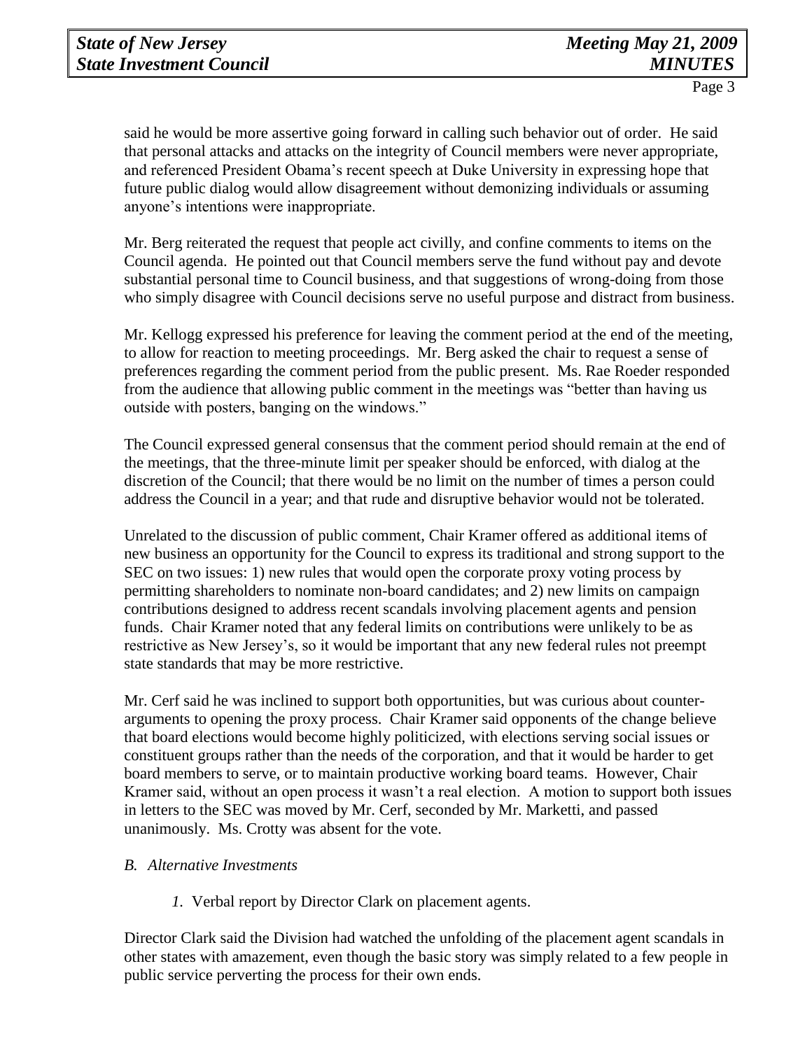said he would be more assertive going forward in calling such behavior out of order. He said that personal attacks and attacks on the integrity of Council members were never appropriate, and referenced President Obama's recent speech at Duke University in expressing hope that future public dialog would allow disagreement without demonizing individuals or assuming anyone's intentions were inappropriate.

Mr. Berg reiterated the request that people act civilly, and confine comments to items on the Council agenda. He pointed out that Council members serve the fund without pay and devote substantial personal time to Council business, and that suggestions of wrong-doing from those who simply disagree with Council decisions serve no useful purpose and distract from business.

Mr. Kellogg expressed his preference for leaving the comment period at the end of the meeting, to allow for reaction to meeting proceedings. Mr. Berg asked the chair to request a sense of preferences regarding the comment period from the public present. Ms. Rae Roeder responded from the audience that allowing public comment in the meetings was "better than having us outside with posters, banging on the windows."

The Council expressed general consensus that the comment period should remain at the end of the meetings, that the three-minute limit per speaker should be enforced, with dialog at the discretion of the Council; that there would be no limit on the number of times a person could address the Council in a year; and that rude and disruptive behavior would not be tolerated.

Unrelated to the discussion of public comment, Chair Kramer offered as additional items of new business an opportunity for the Council to express its traditional and strong support to the SEC on two issues: 1) new rules that would open the corporate proxy voting process by permitting shareholders to nominate non-board candidates; and 2) new limits on campaign contributions designed to address recent scandals involving placement agents and pension funds. Chair Kramer noted that any federal limits on contributions were unlikely to be as restrictive as New Jersey's, so it would be important that any new federal rules not preempt state standards that may be more restrictive.

Mr. Cerf said he was inclined to support both opportunities, but was curious about counter-arguments to opening the proxy process. Chair Kramer said opponents of the change believe that board elections would become highly politicized, with elections serving social issues or constituent groups rather than the needs of the corporation, and that it would be harder to get board members to serve, or to maintain productive working board teams. However, Chair Kramer said, without an open process it wasn't a real election. A motion to support both issues in letters to the SEC was moved by Mr. Cerf, seconded by Mr. Marketti, and passed unanimously. Ms. Crotty was absent for the vote.

*B. Alternative Investments*

*1.* Verbal report by Director Clark on placement agents.

Director Clark said the Division had watched the unfolding of the placement agent scandals in other states with amazement, even though the basic story was simply related to a few people in public service perverting the process for their own ends.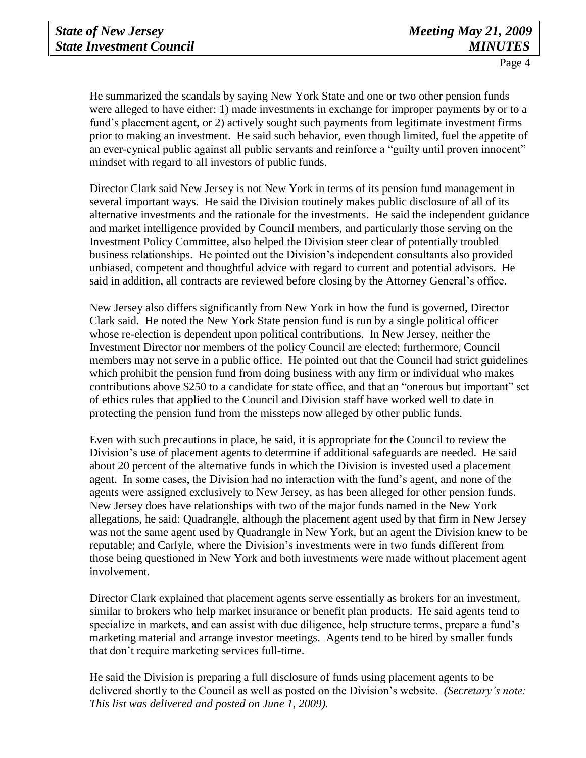He summarized the scandals by saying New York State and one or two other pension funds were alleged to have either: 1) made investments in exchange for improper payments by or to a fund's placement agent, or 2) actively sought such payments from legitimate investment firms prior to making an investment. He said such behavior, even though limited, fuel the appetite of an ever-cynical public against all public servants and reinforce a "guilty until proven innocent" mindset with regard to all investors of public funds.

Director Clark said New Jersey is not New York in terms of its pension fund management in several important ways. He said the Division routinely makes public disclosure of all of its alternative investments and the rationale for the investments. He said the independent guidance and market intelligence provided by Council members, and particularly those serving on the Investment Policy Committee, also helped the Division steer clear of potentially troubled business relationships. He pointed out the Division's independent consultants also provided unbiased, competent and thoughtful advice with regard to current and potential advisors. He said in addition, all contracts are reviewed before closing by the Attorney General's office.

New Jersey also differs significantly from New York in how the fund is governed, Director Clark said. He noted the New York State pension fund is run by a single political officer whose re-election is dependent upon political contributions. In New Jersey, neither the Investment Director nor members of the policy Council are elected; furthermore, Council members may not serve in a public office. He pointed out that the Council had strict guidelines which prohibit the pension fund from doing business with any firm or individual who makes contributions above $250 to a candidate for state office, and that an "onerous but important" set of ethics rules that applied to the Council and Division staff have worked well to date in protecting the pension fund from the missteps now alleged by other public funds.

Even with such precautions in place, he said, it is appropriate for the Council to review the Division's use of placement agents to determine if additional safeguards are needed. He said about 20 percent of the alternative funds in which the Division is invested used a placement agent. In some cases, the Division had no interaction with the fund's agent, and none of the agents were assigned exclusively to New Jersey, as has been alleged for other pension funds. New Jersey does have relationships with two of the major funds named in the New York allegations, he said: Quadrangle, although the placement agent used by that firm in New Jersey was not the same agent used by Quadrangle in New York, but an agent the Division knew to be reputable; and Carlyle, where the Division's investments were in two funds different from those being questioned in New York and both investments were made without placement agent involvement.

Director Clark explained that placement agents serve essentially as brokers for an investment, similar to brokers who help market insurance or benefit plan products. He said agents tend to specialize in markets, and can assist with due diligence, help structure terms, prepare a fund's marketing material and arrange investor meetings. Agents tend to be hired by smaller funds that don't require marketing services full-time.

He said the Division is preparing a full disclosure of funds using placement agents to be delivered shortly to the Council as well as posted on the Division's website. *(Secretary's note: This list was delivered and posted on June 1, 2009).*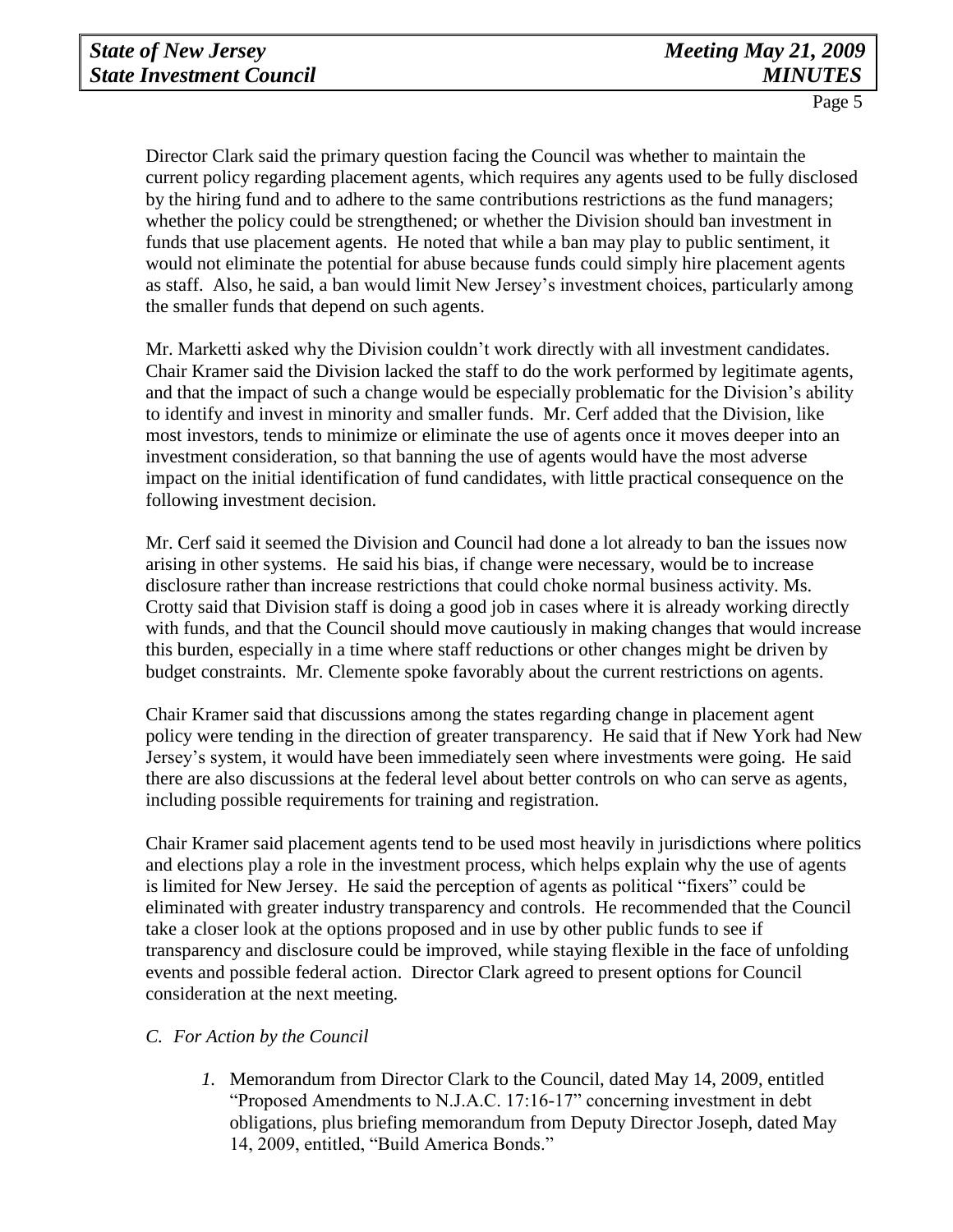Director Clark said the primary question facing the Council was whether to maintain the current policy regarding placement agents, which requires any agents used to be fully disclosed by the hiring fund and to adhere to the same contributions restrictions as the fund managers; whether the policy could be strengthened; or whether the Division should ban investment in funds that use placement agents. He noted that while a ban may play to public sentiment, it would not eliminate the potential for abuse because funds could simply hire placement agents as staff. Also, he said, a ban would limit New Jersey's investment choices, particularly among the smaller funds that depend on such agents.

Mr. Marketti asked why the Division couldn't work directly with all investment candidates. Chair Kramer said the Division lacked the staff to do the work performed by legitimate agents, and that the impact of such a change would be especially problematic for the Division's ability to identify and invest in minority and smaller funds. Mr. Cerf added that the Division, like most investors, tends to minimize or eliminate the use of agents once it moves deeper into an investment consideration, so that banning the use of agents would have the most adverse impact on the initial identification of fund candidates, with little practical consequence on the following investment decision.

Mr. Cerf said it seemed the Division and Council had done a lot already to ban the issues now arising in other systems. He said his bias, if change were necessary, would be to increase disclosure rather than increase restrictions that could choke normal business activity. Ms. Crotty said that Division staff is doing a good job in cases where it is already working directly with funds, and that the Council should move cautiously in making changes that would increase this burden, especially in a time where staff reductions or other changes might be driven by budget constraints. Mr. Clemente spoke favorably about the current restrictions on agents.

Chair Kramer said that discussions among the states regarding change in placement agent policy were tending in the direction of greater transparency. He said that if New York had New Jersey's system, it would have been immediately seen where investments were going. He said there are also discussions at the federal level about better controls on who can serve as agents, including possible requirements for training and registration.

Chair Kramer said placement agents tend to be used most heavily in jurisdictions where politics and elections play a role in the investment process, which helps explain why the use of agents is limited for New Jersey. He said the perception of agents as political "fixers" could be eliminated with greater industry transparency and controls. He recommended that the Council take a closer look at the options proposed and in use by other public funds to see if transparency and disclosure could be improved, while staying flexible in the face of unfolding events and possible federal action. Director Clark agreed to present options for Council consideration at the next meeting.

*C. For Action by the Council*

1. Memorandum from Director Clark to the Council, dated May 14, 2009, entitled "Proposed Amendments to N.J.A.C. 17:16-17" concerning investment in debt obligations, plus briefing memorandum from Deputy Director Joseph, dated May 14, 2009, entitled, "Build America Bonds."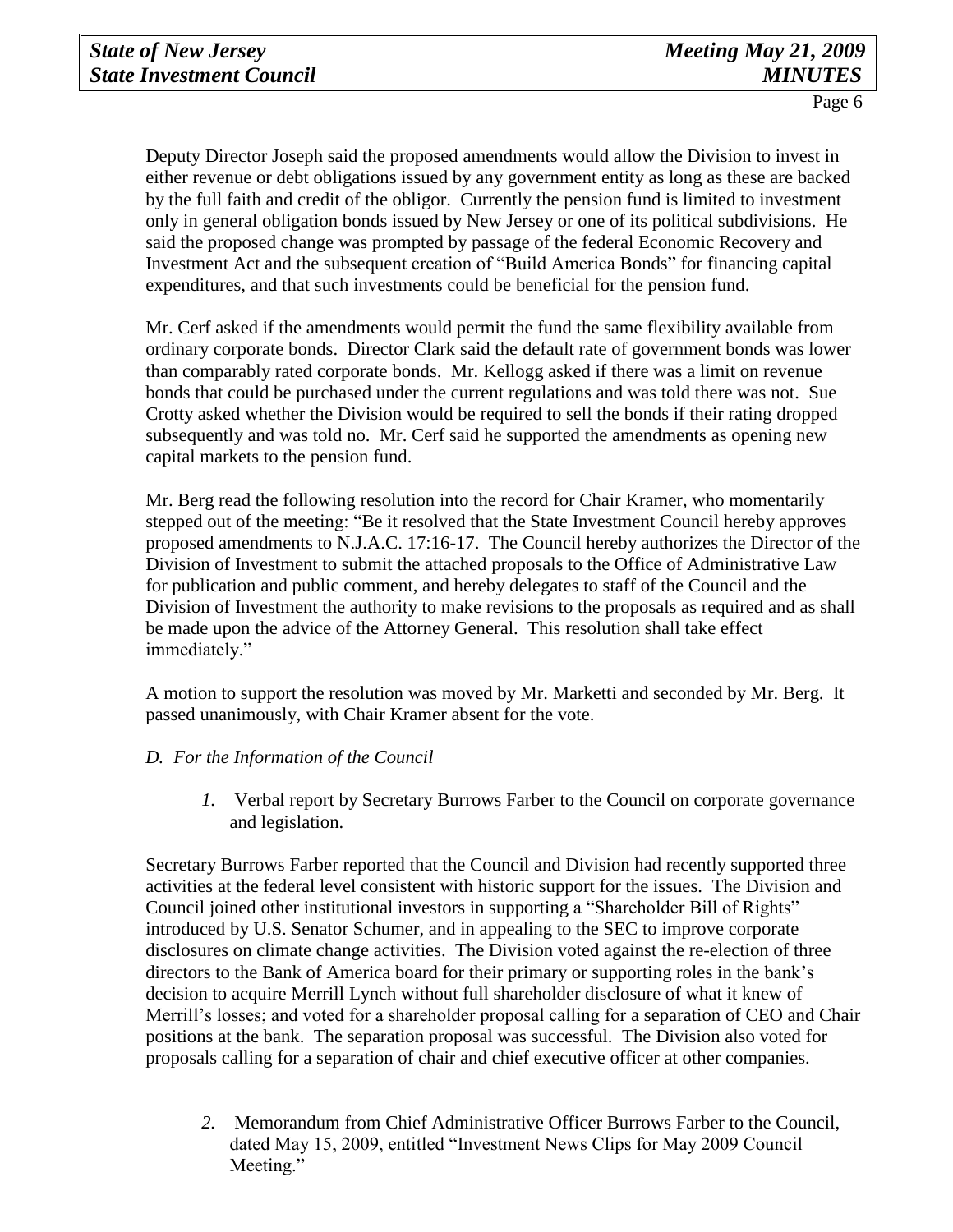Deputy Director Joseph said the proposed amendments would allow the Division to invest in either revenue or debt obligations issued by any government entity as long as these are backed by the full faith and credit of the obligor. Currently the pension fund is limited to investment only in general obligation bonds issued by New Jersey or one of its political subdivisions. He said the proposed change was prompted by passage of the federal Economic Recovery and Investment Act and the subsequent creation of "Build America Bonds" for financing capital expenditures, and that such investments could be beneficial for the pension fund.

Mr. Cerf asked if the amendments would permit the fund the same flexibility available from ordinary corporate bonds. Director Clark said the default rate of government bonds was lower than comparably rated corporate bonds. Mr. Kellogg asked if there was a limit on revenue bonds that could be purchased under the current regulations and was told there was not. Sue Crotty asked whether the Division would be required to sell the bonds if their rating dropped subsequently and was told no. Mr. Cerf said he supported the amendments as opening new capital markets to the pension fund.

Mr. Berg read the following resolution into the record for Chair Kramer, who momentarily stepped out of the meeting: "Be it resolved that the State Investment Council hereby approves proposed amendments to N.J.A.C. 17:16-17. The Council hereby authorizes the Director of the Division of Investment to submit the attached proposals to the Office of Administrative Law for publication and public comment, and hereby delegates to staff of the Council and the Division of Investment the authority to make revisions to the proposals as required and as shall be made upon the advice of the Attorney General. This resolution shall take effect immediately."

A motion to support the resolution was moved by Mr. Marketti and seconded by Mr. Berg. It passed unanimously, with Chair Kramer absent for the vote.

*D. For the Information of the Council*

1. Verbal report by Secretary Burrows Farber to the Council on corporate governance and legislation.

Secretary Burrows Farber reported that the Council and Division had recently supported three activities at the federal level consistent with historic support for the issues. The Division and Council joined other institutional investors in supporting a "Shareholder Bill of Rights" introduced by U.S. Senator Schumer, and in appealing to the SEC to improve corporate disclosures on climate change activities. The Division voted against the re-election of three directors to the Bank of America board for their primary or supporting roles in the bank's decision to acquire Merrill Lynch without full shareholder disclosure of what it knew of Merrill's losses; and voted for a shareholder proposal calling for a separation of CEO and Chair positions at the bank. The separation proposal was successful. The Division also voted for proposals calling for a separation of chair and chief executive officer at other companies.

2. Memorandum from Chief Administrative Officer Burrows Farber to the Council, dated May 15, 2009, entitled "Investment News Clips for May 2009 Council Meeting."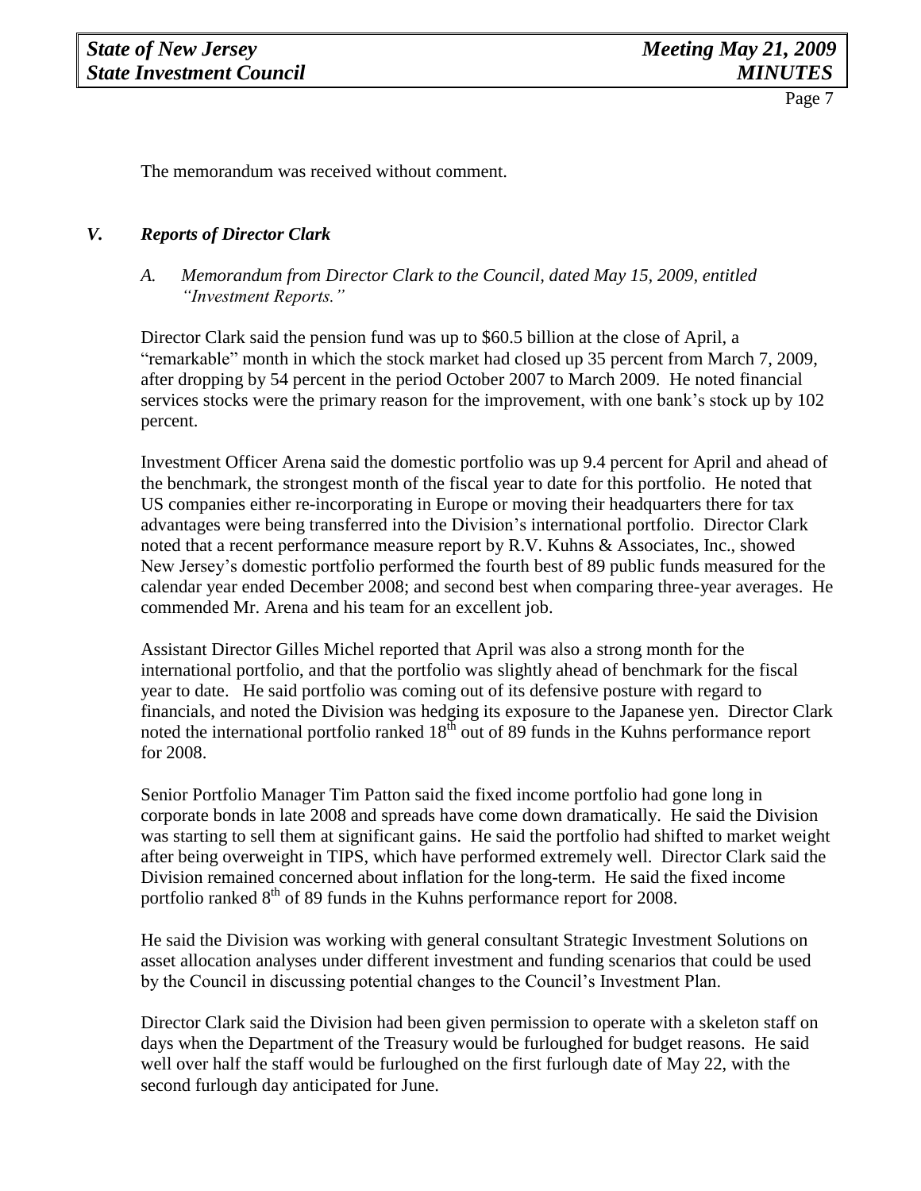The memorandum was received without comment.

## *V. Reports of Director Clark*

*A. Memorandum from Director Clark to the Council, dated May 15, 2009, entitled "Investment Reports."*

Director Clark said the pension fund was up to $60.5 billion at the close of April, a "remarkable" month in which the stock market had closed up 35 percent from March 7, 2009, after dropping by 54 percent in the period October 2007 to March 2009. He noted financial services stocks were the primary reason for the improvement, with one bank's stock up by 102 percent.

Investment Officer Arena said the domestic portfolio was up 9.4 percent for April and ahead of the benchmark, the strongest month of the fiscal year to date for this portfolio. He noted that US companies either re-incorporating in Europe or moving their headquarters there for tax advantages were being transferred into the Division's international portfolio. Director Clark noted that a recent performance measure report by R.V. Kuhns & Associates, Inc., showed New Jersey's domestic portfolio performed the fourth best of 89 public funds measured for the calendar year ended December 2008; and second best when comparing three-year averages. He commended Mr. Arena and his team for an excellent job.

Assistant Director Gilles Michel reported that April was also a strong month for the international portfolio, and that the portfolio was slightly ahead of benchmark for the fiscal year to date. He said portfolio was coming out of its defensive posture with regard to financials, and noted the Division was hedging its exposure to the Japanese yen. Director Clark noted the international portfolio ranked 18th out of 89 funds in the Kuhns performance report for 2008.

Senior Portfolio Manager Tim Patton said the fixed income portfolio had gone long in corporate bonds in late 2008 and spreads have come down dramatically. He said the Division was starting to sell them at significant gains. He said the portfolio had shifted to market weight after being overweight in TIPS, which have performed extremely well. Director Clark said the Division remained concerned about inflation for the long-term. He said the fixed income portfolio ranked 8th of 89 funds in the Kuhns performance report for 2008.

He said the Division was working with general consultant Strategic Investment Solutions on asset allocation analyses under different investment and funding scenarios that could be used by the Council in discussing potential changes to the Council's Investment Plan.

Director Clark said the Division had been given permission to operate with a skeleton staff on days when the Department of the Treasury would be furloughed for budget reasons. He said well over half the staff would be furloughed on the first furlough date of May 22, with the second furlough day anticipated for June.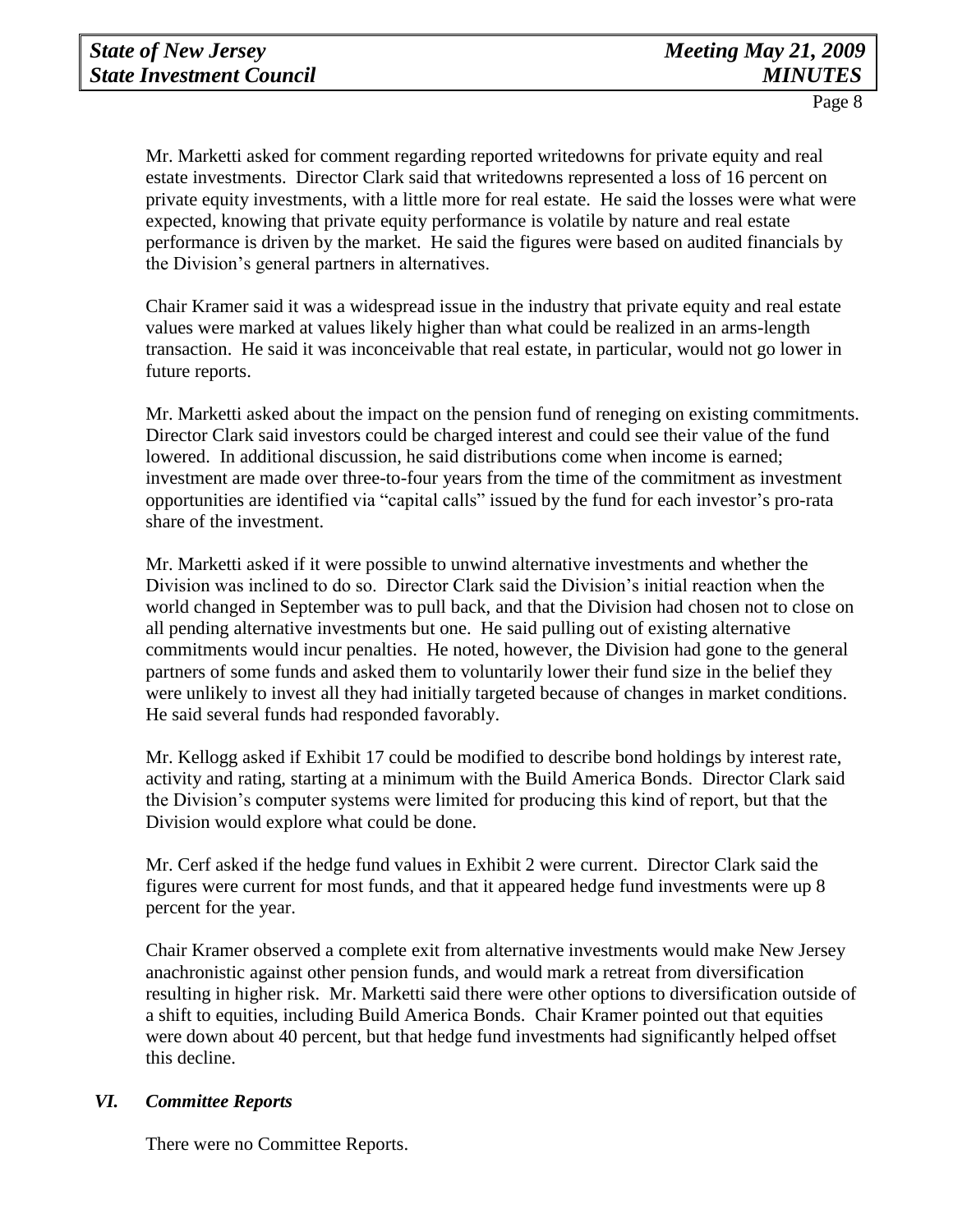Mr. Marketti asked for comment regarding reported writedowns for private equity and real estate investments. Director Clark said that writedowns represented a loss of 16 percent on private equity investments, with a little more for real estate. He said the losses were what were expected, knowing that private equity performance is volatile by nature and real estate performance is driven by the market. He said the figures were based on audited financials by the Division's general partners in alternatives.

Chair Kramer said it was a widespread issue in the industry that private equity and real estate values were marked at values likely higher than what could be realized in an arms-length transaction. He said it was inconceivable that real estate, in particular, would not go lower in future reports.

Mr. Marketti asked about the impact on the pension fund of reneging on existing commitments. Director Clark said investors could be charged interest and could see their value of the fund lowered. In additional discussion, he said distributions come when income is earned; investment are made over three-to-four years from the time of the commitment as investment opportunities are identified via "capital calls" issued by the fund for each investor's pro-rata share of the investment.

Mr. Marketti asked if it were possible to unwind alternative investments and whether the Division was inclined to do so. Director Clark said the Division's initial reaction when the world changed in September was to pull back, and that the Division had chosen not to close on all pending alternative investments but one. He said pulling out of existing alternative commitments would incur penalties. He noted, however, the Division had gone to the general partners of some funds and asked them to voluntarily lower their fund size in the belief they were unlikely to invest all they had initially targeted because of changes in market conditions. He said several funds had responded favorably.

Mr. Kellogg asked if Exhibit 17 could be modified to describe bond holdings by interest rate, activity and rating, starting at a minimum with the Build America Bonds. Director Clark said the Division's computer systems were limited for producing this kind of report, but that the Division would explore what could be done.

Mr. Cerf asked if the hedge fund values in Exhibit 2 were current. Director Clark said the figures were current for most funds, and that it appeared hedge fund investments were up 8 percent for the year.

Chair Kramer observed a complete exit from alternative investments would make New Jersey anachronistic against other pension funds, and would mark a retreat from diversification resulting in higher risk. Mr. Marketti said there were other options to diversification outside of a shift to equities, including Build America Bonds. Chair Kramer pointed out that equities were down about 40 percent, but that hedge fund investments had significantly helped offset this decline.

## *VI. Committee Reports*

There were no Committee Reports.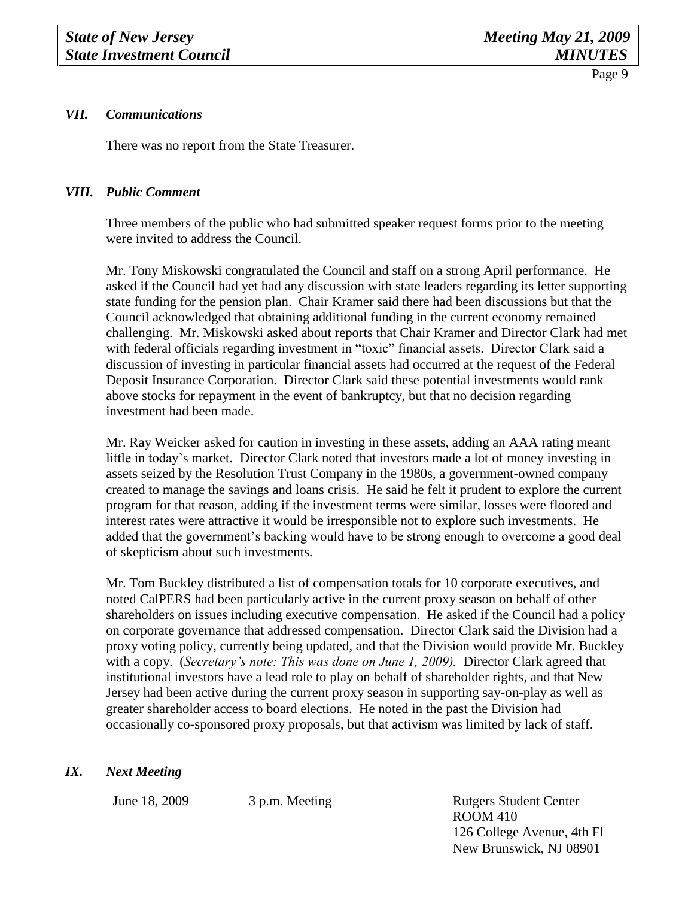## *VII. Communications*

There was no report from the State Treasurer.

## *VIII. Public Comment*

Three members of the public who had submitted speaker request forms prior to the meeting were invited to address the Council.

Mr. Tony Miskowski congratulated the Council and staff on a strong April performance. He asked if the Council had yet had any discussion with state leaders regarding its letter supporting state funding for the pension plan. Chair Kramer said there had been discussions but that the Council acknowledged that obtaining additional funding in the current economy remained challenging. Mr. Miskowski asked about reports that Chair Kramer and Director Clark had met with federal officials regarding investment in "toxic" financial assets. Director Clark said a discussion of investing in particular financial assets had occurred at the request of the Federal Deposit Insurance Corporation. Director Clark said these potential investments would rank above stocks for repayment in the event of bankruptcy, but that no decision regarding investment had been made.

Mr. Ray Weicker asked for caution in investing in these assets, adding an AAA rating meant little in today's market. Director Clark noted that investors made a lot of money investing in assets seized by the Resolution Trust Company in the 1980s, a government-owned company created to manage the savings and loans crisis. He said he felt it prudent to explore the current program for that reason, adding if the investment terms were similar, losses were floored and interest rates were attractive it would be irresponsible not to explore such investments. He added that the government's backing would have to be strong enough to overcome a good deal of skepticism about such investments.

Mr. Tom Buckley distributed a list of compensation totals for 10 corporate executives, and noted CalPERS had been particularly active in the current proxy season on behalf of other shareholders on issues including executive compensation. He asked if the Council had a policy on corporate governance that addressed compensation. Director Clark said the Division had a proxy voting policy, currently being updated, and that the Division would provide Mr. Buckley with a copy. (*Secretary's note: This was done on June 1, 2009).* Director Clark agreed that institutional investors have a lead role to play on behalf of shareholder rights, and that New Jersey had been active during the current proxy season in supporting say-on-play as well as greater shareholder access to board elections. He noted in the past the Division had occasionally co-sponsored proxy proposals, but that activism was limited by lack of staff.

## *IX. Next Meeting*

June 18, 2009 3 p.m. Meeting

Rutgers Student Center
ROOM 410
126 College Avenue, 4th Fl
New Brunswick, NJ 08901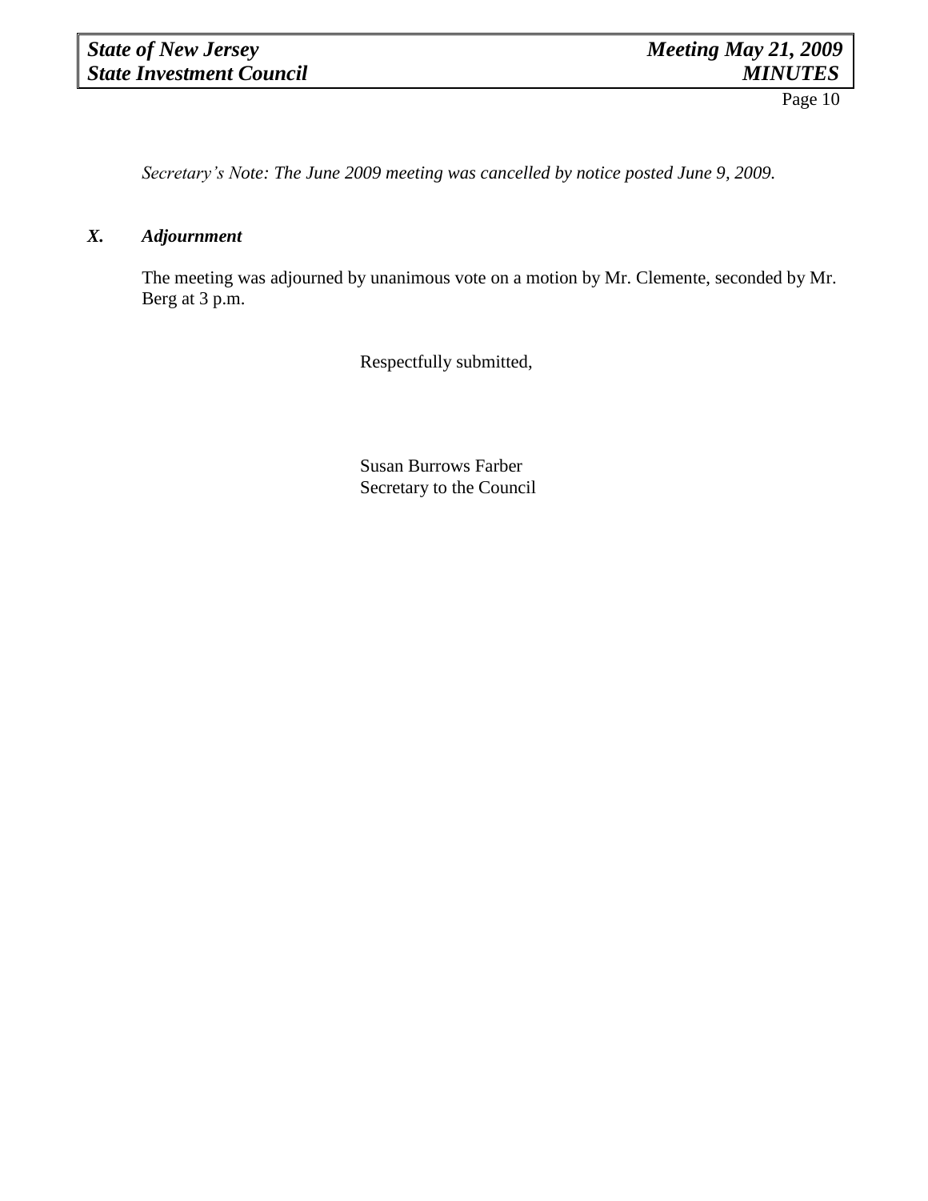*Secretary's Note: The June 2009 meeting was cancelled by notice posted June 9, 2009.*

### *X. Adjournment*

The meeting was adjourned by unanimous vote on a motion by Mr. Clemente, seconded by Mr. Berg at 3 p.m.

Respectfully submitted,

Susan Burrows Farber
Secretary to the Council